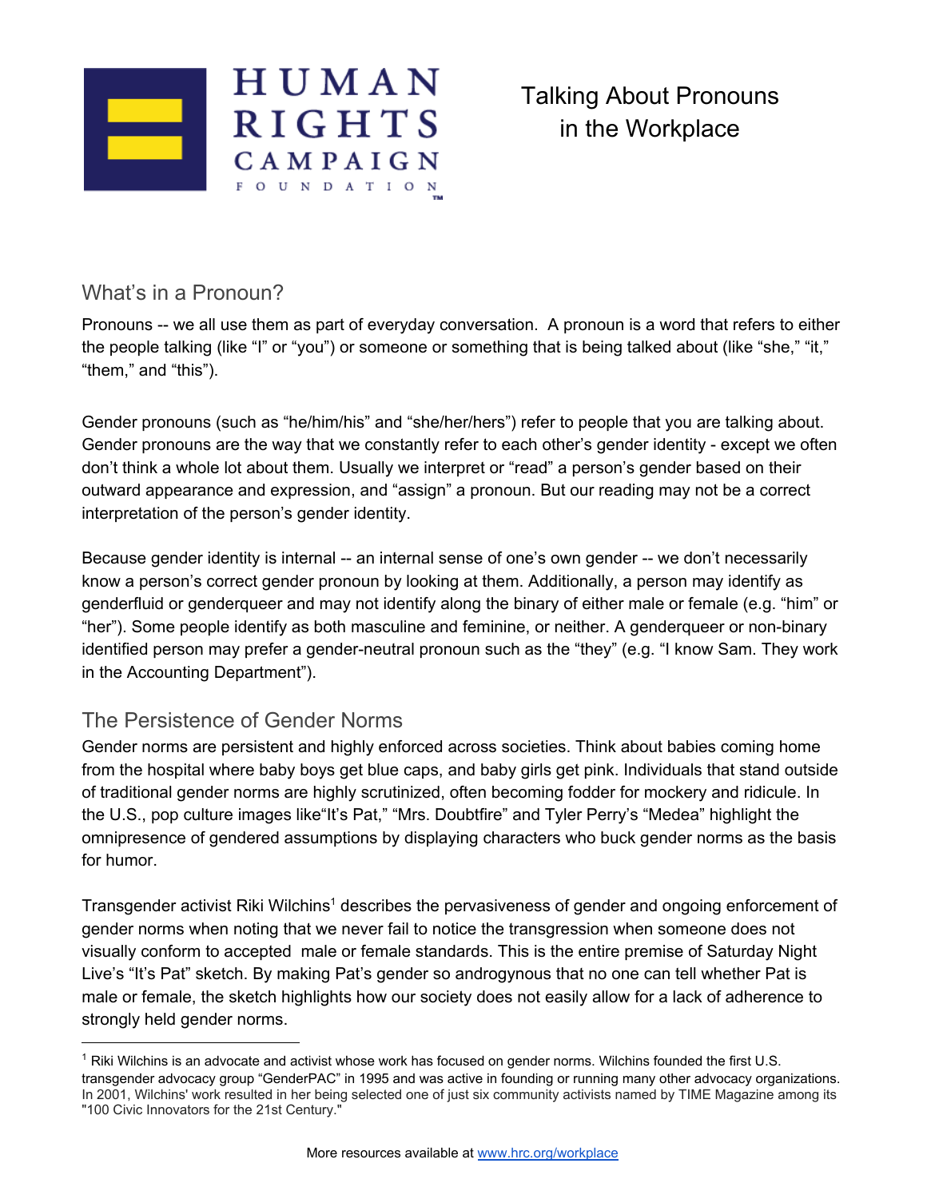HUMAN RIGHTS CAMPAIGN FOUNDATION

# Talking About Pronouns in the Workplace

## What's in a Pronoun?

Pronouns -- we all use them as part of everyday conversation. A pronoun is a word that refers to either the people talking (like "I" or "you") or someone or something that is being talked about (like "she," "it," "them," and "this").

Gender pronouns (such as "he/him/his" and "she/her/hers") refer to people that you are talking about. Gender pronouns are the way that we constantly refer to each other's gender identity - except we often don't think a whole lot about them. Usually we interpret or "read" a person's gender based on their outward appearance and expression, and "assign" a pronoun. But our reading may not be a correct interpretation of the person's gender identity.

Because gender identity is internal -- an internal sense of one's own gender -- we don't necessarily know a person's correct gender pronoun by looking at them. Additionally, a person may identify as genderfluid or genderqueer and may not identify along the binary of either male or female (e.g. "him" or "her"). Some people identify as both masculine and feminine, or neither. A genderqueer or non-binary identified person may prefer a gender-neutral pronoun such as the "they" (e.g. "I know Sam. They work in the Accounting Department").

## The Persistence of Gender Norms

Gender norms are persistent and highly enforced across societies. Think about babies coming home from the hospital where baby boys get blue caps, and baby girls get pink. Individuals that stand outside of traditional gender norms are highly scrutinized, often becoming fodder for mockery and ridicule. In the U.S., pop culture images like"It's Pat," "Mrs. Doubtfire" and Tyler Perry's "Medea" highlight the omnipresence of gendered assumptions by displaying characters who buck gender norms as the basis for humor.

Transgender activist Riki Wilchins[1] describes the pervasiveness of gender and ongoing enforcement of gender norms when noting that we never fail to notice the transgression when someone does not visually conform to accepted male or female standards. This is the entire premise of Saturday Night Live's "It's Pat" sketch. By making Pat's gender so androgynous that no one can tell whether Pat is male or female, the sketch highlights how our society does not easily allow for a lack of adherence to strongly held gender norms.

---

[1] Riki Wilchins is an advocate and activist whose work has focused on gender norms. Wilchins founded the first U.S. transgender advocacy group "GenderPAC" in 1995 and was active in founding or running many other advocacy organizations. In 2001, Wilchins' work resulted in her being selected one of just six community activists named by TIME Magazine among its "100 Civic Innovators for the 21st Century."

More resources available at www.hrc.org/workplace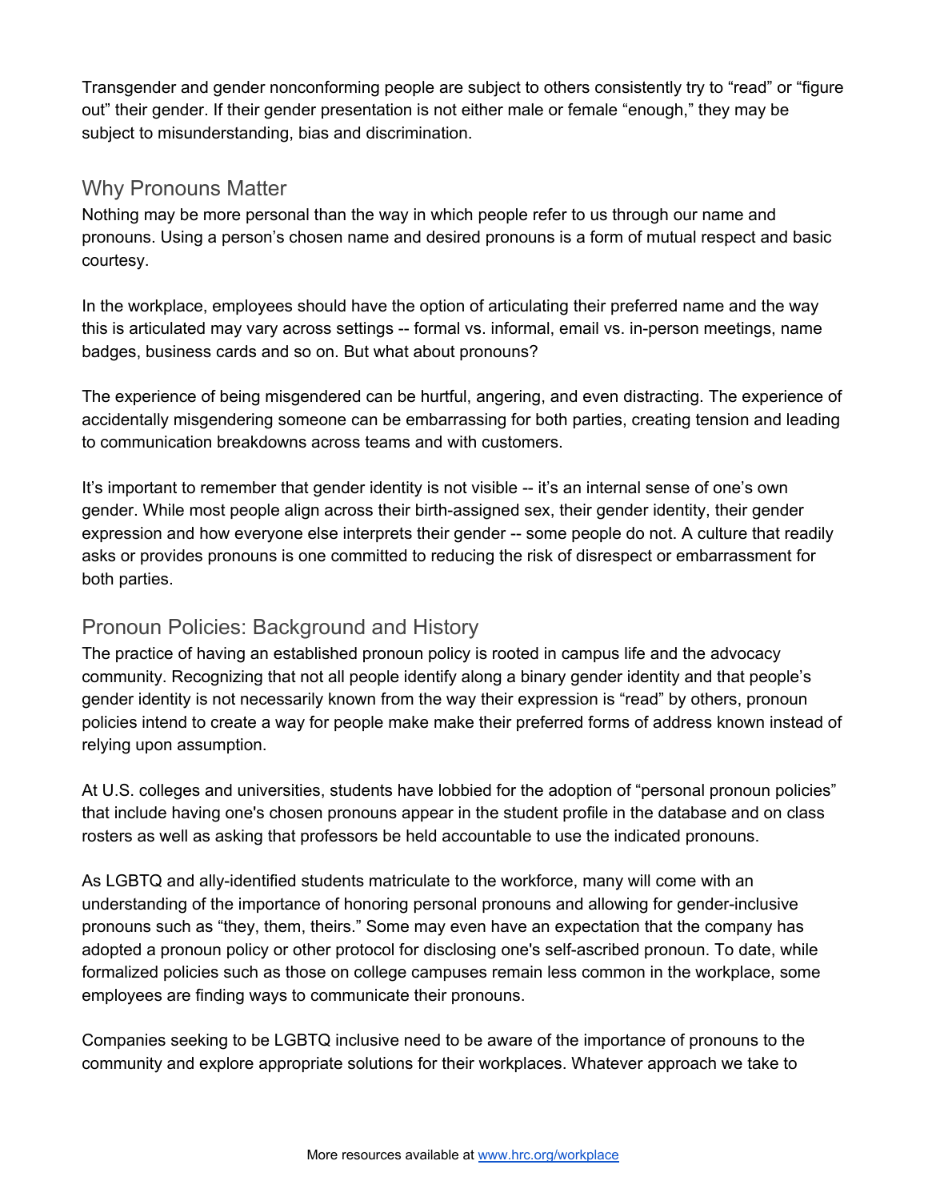Transgender and gender nonconforming people are subject to others consistently try to "read" or "figure out" their gender. If their gender presentation is not either male or female "enough," they may be subject to misunderstanding, bias and discrimination.

## Why Pronouns Matter

Nothing may be more personal than the way in which people refer to us through our name and pronouns. Using a person's chosen name and desired pronouns is a form of mutual respect and basic courtesy.

In the workplace, employees should have the option of articulating their preferred name and the way this is articulated may vary across settings -- formal vs. informal, email vs. in-person meetings, name badges, business cards and so on. But what about pronouns?

The experience of being misgendered can be hurtful, angering, and even distracting. The experience of accidentally misgendering someone can be embarrassing for both parties, creating tension and leading to communication breakdowns across teams and with customers.

It's important to remember that gender identity is not visible -- it's an internal sense of one's own gender. While most people align across their birth-assigned sex, their gender identity, their gender expression and how everyone else interprets their gender -- some people do not. A culture that readily asks or provides pronouns is one committed to reducing the risk of disrespect or embarrassment for both parties.

## Pronoun Policies: Background and History

The practice of having an established pronoun policy is rooted in campus life and the advocacy community. Recognizing that not all people identify along a binary gender identity and that people's gender identity is not necessarily known from the way their expression is "read" by others, pronoun policies intend to create a way for people make make their preferred forms of address known instead of relying upon assumption.

At U.S. colleges and universities, students have lobbied for the adoption of "personal pronoun policies" that include having one's chosen pronouns appear in the student profile in the database and on class rosters as well as asking that professors be held accountable to use the indicated pronouns.

As LGBTQ and ally-identified students matriculate to the workforce, many will come with an understanding of the importance of honoring personal pronouns and allowing for gender-inclusive pronouns such as "they, them, theirs." Some may even have an expectation that the company has adopted a pronoun policy or other protocol for disclosing one's self-ascribed pronoun. To date, while formalized policies such as those on college campuses remain less common in the workplace, some employees are finding ways to communicate their pronouns.

Companies seeking to be LGBTQ inclusive need to be aware of the importance of pronouns to the community and explore appropriate solutions for their workplaces. Whatever approach we take to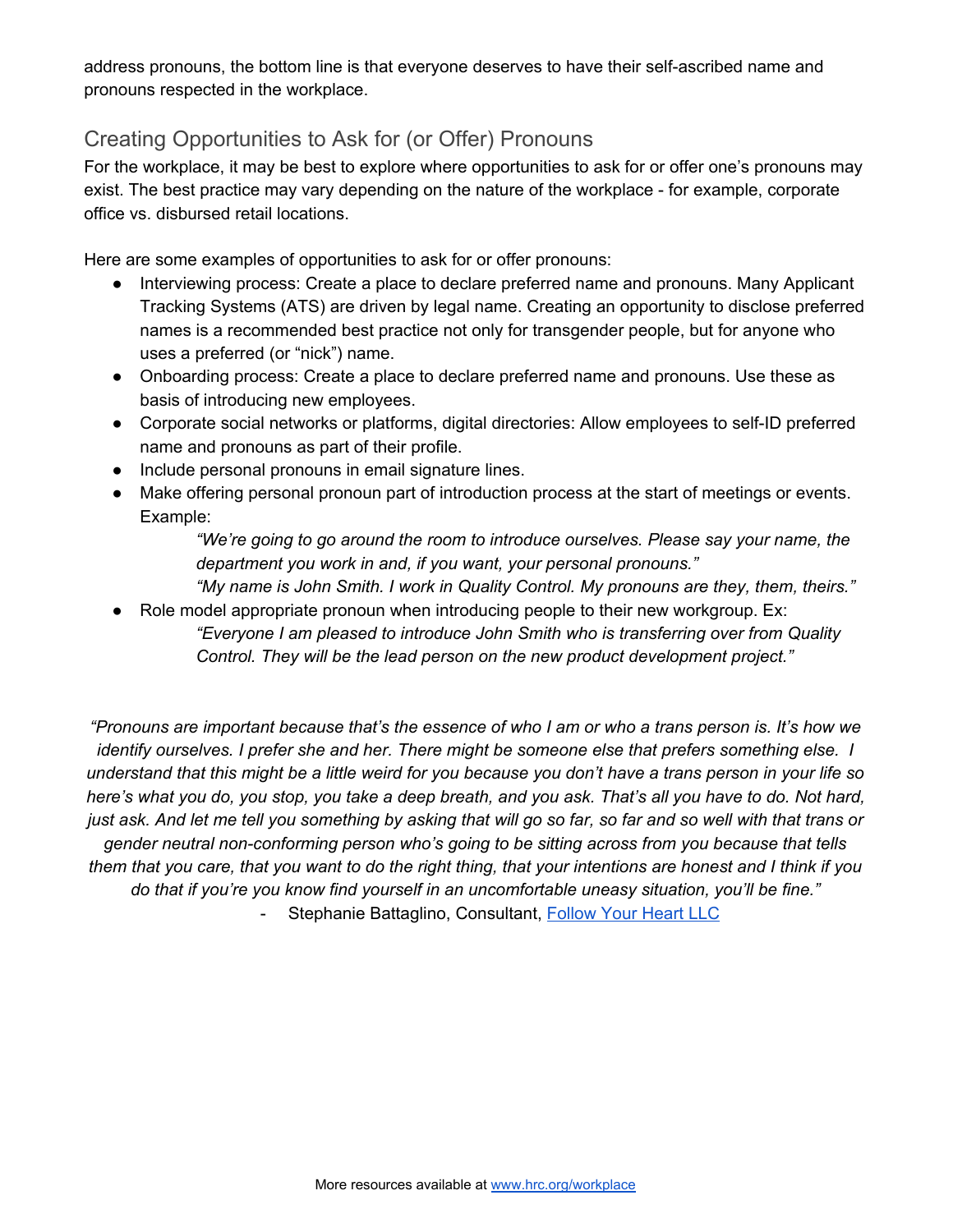address pronouns, the bottom line is that everyone deserves to have their self-ascribed name and pronouns respected in the workplace.

## Creating Opportunities to Ask for (or Offer) Pronouns

For the workplace, it may be best to explore where opportunities to ask for or offer one's pronouns may exist. The best practice may vary depending on the nature of the workplace - for example, corporate office vs. disbursed retail locations.

Here are some examples of opportunities to ask for or offer pronouns:

- Interviewing process: Create a place to declare preferred name and pronouns. Many Applicant Tracking Systems (ATS) are driven by legal name. Creating an opportunity to disclose preferred names is a recommended best practice not only for transgender people, but for anyone who uses a preferred (or "nick") name.
- Onboarding process: Create a place to declare preferred name and pronouns. Use these as basis of introducing new employees.
- Corporate social networks or platforms, digital directories: Allow employees to self-ID preferred name and pronouns as part of their profile.
- Include personal pronouns in email signature lines.
- Make offering personal pronoun part of introduction process at the start of meetings or events. Example:

  > *"We're going to go around the room to introduce ourselves. Please say your name, the department you work in and, if you want, your personal pronouns."*
  > *"My name is John Smith. I work in Quality Control. My pronouns are they, them, theirs."*

- Role model appropriate pronoun when introducing people to their new workgroup. Ex:

  > *"Everyone I am pleased to introduce John Smith who is transferring over from Quality Control. They will be the lead person on the new product development project."*

*"Pronouns are important because that's the essence of who I am or who a trans person is. It's how we identify ourselves. I prefer she and her. There might be someone else that prefers something else. I understand that this might be a little weird for you because you don't have a trans person in your life so here's what you do, you stop, you take a deep breath, and you ask. That's all you have to do. Not hard, just ask. And let me tell you something by asking that will go so far, so far and so well with that trans or gender neutral non-conforming person who's going to be sitting across from you because that tells them that you care, that you want to do the right thing, that your intentions are honest and I think if you do that if you're you know find yourself in an uncomfortable uneasy situation, you'll be fine."*

- Stephanie Battaglino, Consultant, [Follow Your Heart LLC]

More resources available at [www.hrc.org/workplace]